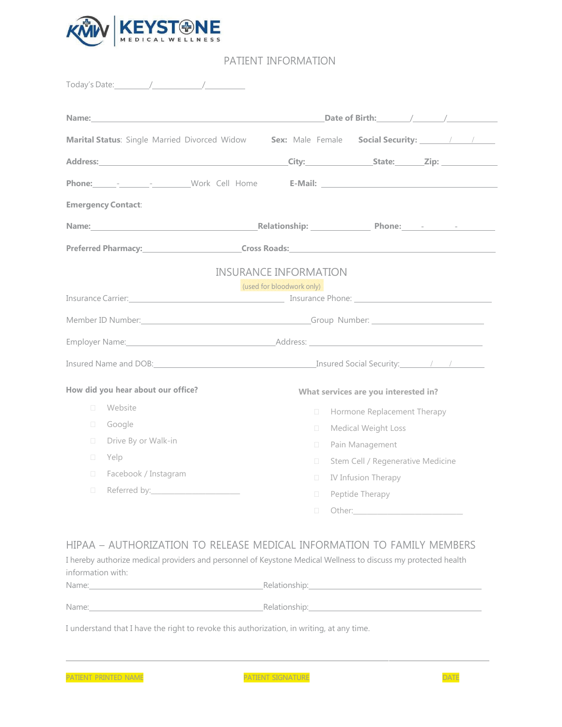KMW | KEYSTONE MEDICAL WELLNESS

# PATIENT INFORMATION

Today's Date:________/___________/_________

**Name:**_______________________________________________**Date of Birth:**_______/_______/___________

**Marital Status**: Single Married Divorced Widow **Sex:** Male Female **Social Security:** ______/_____/______

**Address:**____________________________________**City:**______________**State:**______**Zip:** ____________

**Phone:**_____-_______-________Work Cell Home **E-Mail:** ________________________________________

**Emergency Contact**:

**Name:**________________________________**Relationship:** ____________ **Phone:**____-_______-________

**Preferred Pharmacy:**____________________**Cross Roads:**___________________________________________

## INSURANCE INFORMATION

(used for bloodwork only)

Insurance Carrier:_______________________________ Insurance Phone: ____________________________

Member ID Number:_________________________________Group Number: _______________________

Employer Name:______________________________Address: ______________________________________

Insured Name and DOB:________________________________Insured Social Security:______/_____/_______

**How did you hear about our office?**

- ☐ Website
- ☐ Google
- ☐ Drive By or Walk-in
- ☐ Yelp
- ☐ Facebook / Instagram
- ☐ Referred by:_____________________

**What services are you interested in?**

- ☐ Hormone Replacement Therapy
- ☐ Medical Weight Loss
- ☐ Pain Management
- ☐ Stem Cell / Regenerative Medicine
- ☐ IV Infusion Therapy
- ☐ Peptide Therapy
- ☐ Other:_________________________

## HIPAA – AUTHORIZATION TO RELEASE MEDICAL INFORMATION TO FAMILY MEMBERS

I hereby authorize medical providers and personnel of Keystone Medical Wellness to discuss my protected health information with:

Name:________________________________________Relationship:________________________________________

Name:________________________________________Relationship:________________________________________

I understand that I have the right to revoke this authorization, in writing, at any time.

_____________________________________________________________________________________________

PATIENT PRINTED NAME PATIENT SIGNATURE DATE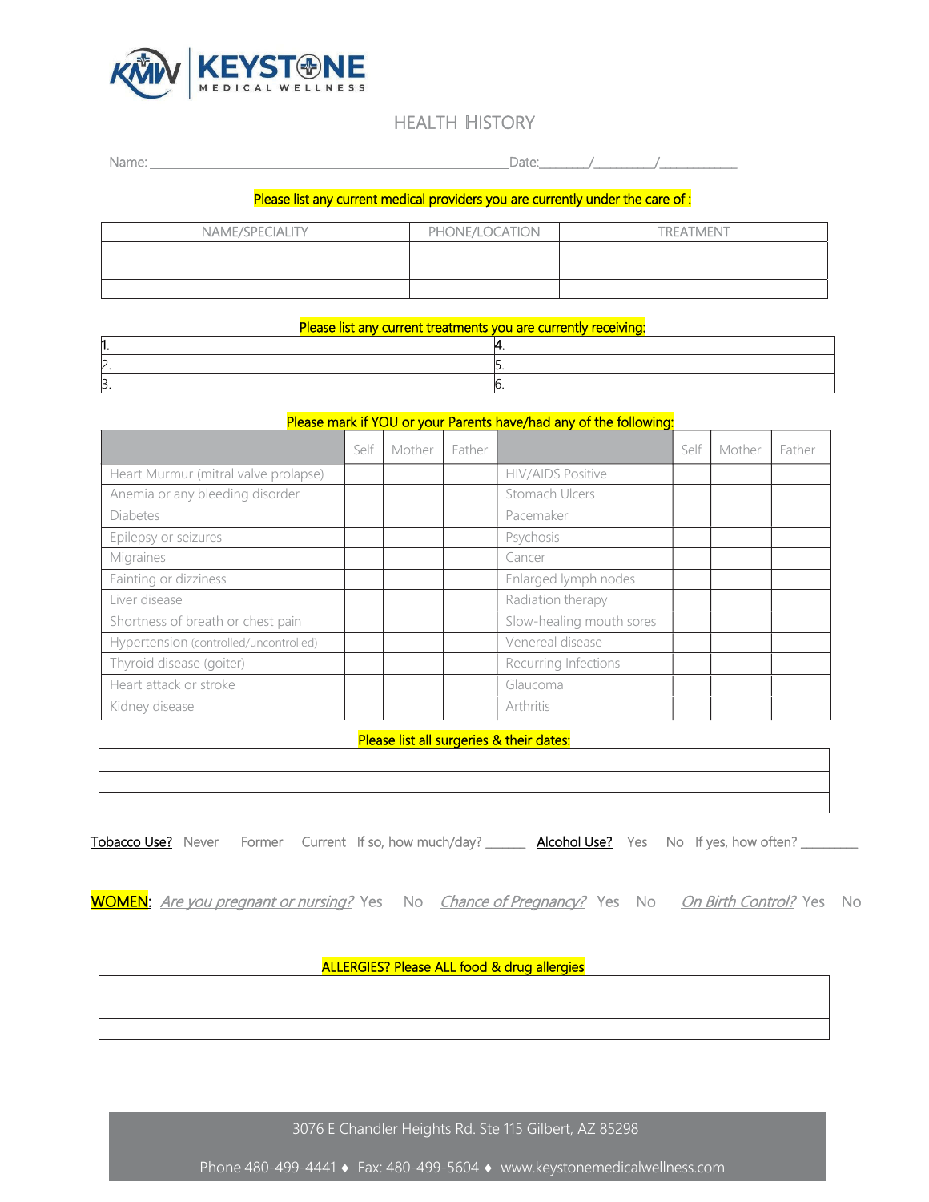KEYSTONE MEDICAL WELLNESS

# HEALTH HISTORY

Name: ______________________________________________ Date:_______/________/___________

**Please list any current medical providers you are currently under the care of :**

| NAME/SPECIALITY | PHONE/LOCATION | TREATMENT |
|---|---|---|
| | | |
| | | |
| | | |

**Please list any current treatments you are currently receiving:**

| | |
|---|---|
| 1. | 4. |
| 2. | 5. |
| 3. | 6. |

**Please mark if YOU or your Parents have/had any of the following:**

| | Self | Mother | Father | | Self | Mother | Father |
|---|---|---|---|---|---|---|---|
| Heart Murmur (mitral valve prolapse) | | | | HIV/AIDS Positive | | | |
| Anemia or any bleeding disorder | | | | Stomach Ulcers | | | |
| Diabetes | | | | Pacemaker | | | |
| Epilepsy or seizures | | | | Psychosis | | | |
| Migraines | | | | Cancer | | | |
| Fainting or dizziness | | | | Enlarged lymph nodes | | | |
| Liver disease | | | | Radiation therapy | | | |
| Shortness of breath or chest pain | | | | Slow-healing mouth sores | | | |
| Hypertension (controlled/uncontrolled) | | | | Venereal disease | | | |
| Thyroid disease (goiter) | | | | Recurring Infections | | | |
| Heart attack or stroke | | | | Glaucoma | | | |
| Kidney disease | | | | Arthritis | | | |

**Please list all surgeries & their dates:**

| | |
|---|---|
| | |
| | |
| | |

Tobacco Use? Never Former Current If so, how much/day? ______ Alcohol Use? Yes No If yes, how often? ________

**WOMEN:** *Are you pregnant or nursing?* Yes No *Chance of Pregnancy?* Yes No *On Birth Control?* Yes No

**ALLERGIES? Please ALL food & drug allergies**

| | |
|---|---|
| | |
| | |
| | |

3076 E Chandler Heights Rd. Ste 115 Gilbert, AZ 85298

Phone 480-499-4441 ♦ Fax: 480-499-5604 ♦ www.keystonemedicalwellness.com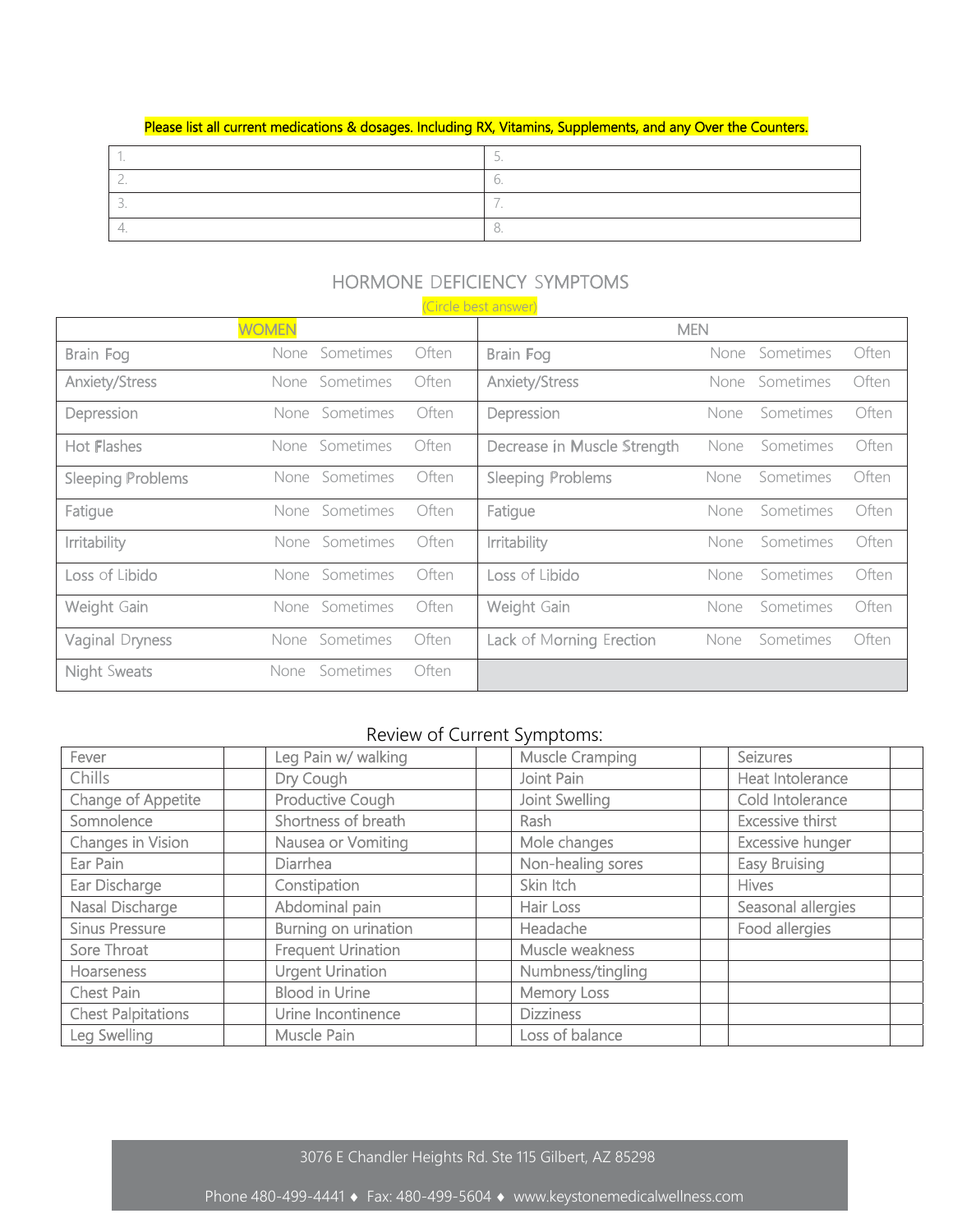Please list all current medications & dosages. Including RX, Vitamins, Supplements, and any Over the Counters.

| | |
|---|---|
| 1. | 5. |
| 2. | 6. |
| 3. | 7. |
| 4. | 8. |

## HORMONE DEFICIENCY SYMPTOMS

(Circle best answer)

| WOMEN | | MEN | |
|---|---|---|---|
| Brain Fog | None Sometimes Often | Brain Fog | None Sometimes Often |
| Anxiety/Stress | None Sometimes Often | Anxiety/Stress | None Sometimes Often |
| Depression | None Sometimes Often | Depression | None Sometimes Often |
| Hot Flashes | None Sometimes Often | Decrease in Muscle Strength | None Sometimes Often |
| Sleeping Problems | None Sometimes Often | Sleeping Problems | None Sometimes Often |
| Fatigue | None Sometimes Often | Fatigue | None Sometimes Often |
| Irritability | None Sometimes Often | Irritability | None Sometimes Often |
| Loss of Libido | None Sometimes Often | Loss of Libido | None Sometimes Often |
| Weight Gain | None Sometimes Often | Weight Gain | None Sometimes Often |
| Vaginal Dryness | None Sometimes Often | Lack of Morning Erection | None Sometimes Often |
| Night Sweats | None Sometimes Often | | |

## Review of Current Symptoms:

| | | | | | | | |
|---|---|---|---|---|---|---|---|
| Fever | | Leg Pain w/ walking | | Muscle Cramping | | Seizures | |
| Chills | | Dry Cough | | Joint Pain | | Heat Intolerance | |
| Change of Appetite | | Productive Cough | | Joint Swelling | | Cold Intolerance | |
| Somnolence | | Shortness of breath | | Rash | | Excessive thirst | |
| Changes in Vision | | Nausea or Vomiting | | Mole changes | | Excessive hunger | |
| Ear Pain | | Diarrhea | | Non-healing sores | | Easy Bruising | |
| Ear Discharge | | Constipation | | Skin Itch | | Hives | |
| Nasal Discharge | | Abdominal pain | | Hair Loss | | Seasonal allergies | |
| Sinus Pressure | | Burning on urination | | Headache | | Food allergies | |
| Sore Throat | | Frequent Urination | | Muscle weakness | | | |
| Hoarseness | | Urgent Urination | | Numbness/tingling | | | |
| Chest Pain | | Blood in Urine | | Memory Loss | | | |
| Chest Palpitations | | Urine Incontinence | | Dizziness | | | |
| Leg Swelling | | Muscle Pain | | Loss of balance | | | |

3076 E Chandler Heights Rd. Ste 115 Gilbert, AZ 85298

Phone 480-499-4441 ♦ Fax: 480-499-5604 ♦ www.keystonemedicalwellness.com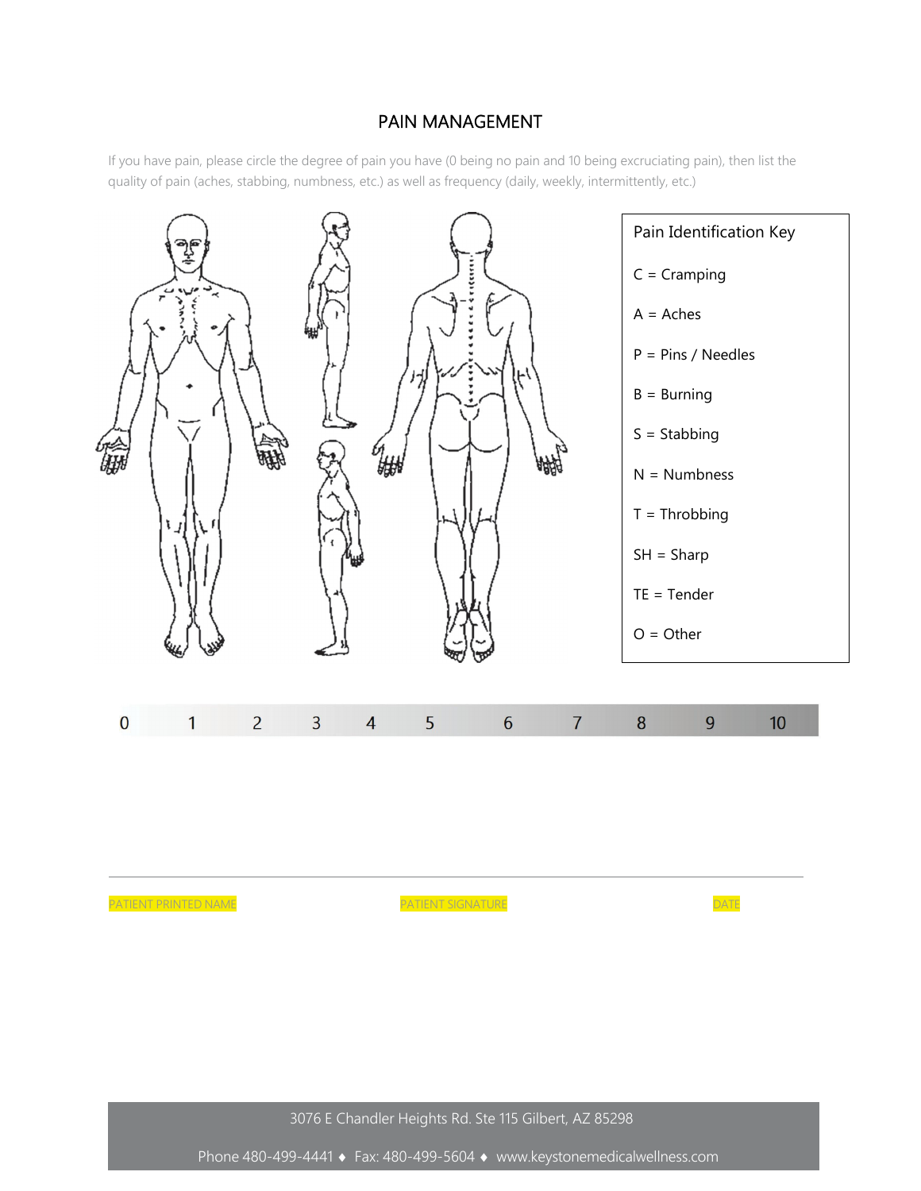# PAIN MANAGEMENT

If you have pain, please circle the degree of pain you have (0 being no pain and 10 being excruciating pain), then list the quality of pain (aches, stabbing, numbness, etc.) as well as frequency (daily, weekly, intermittently, etc.)

**Pain Identification Key**

C = Cramping

A = Aches

P = Pins / Needles

B = Burning

S = Stabbing

N = Numbness

T = Throbbing

SH = Sharp

TE = Tender

O = Other

0 1 2 3 4 5 6 7 8 9 10

PATIENT PRINTED NAME PATIENT SIGNATURE DATE

3076 E Chandler Heights Rd. Ste 115 Gilbert, AZ 85298

Phone 480-499-4441 ♦ Fax: 480-499-5604 ♦ www.keystonemedicalwellness.com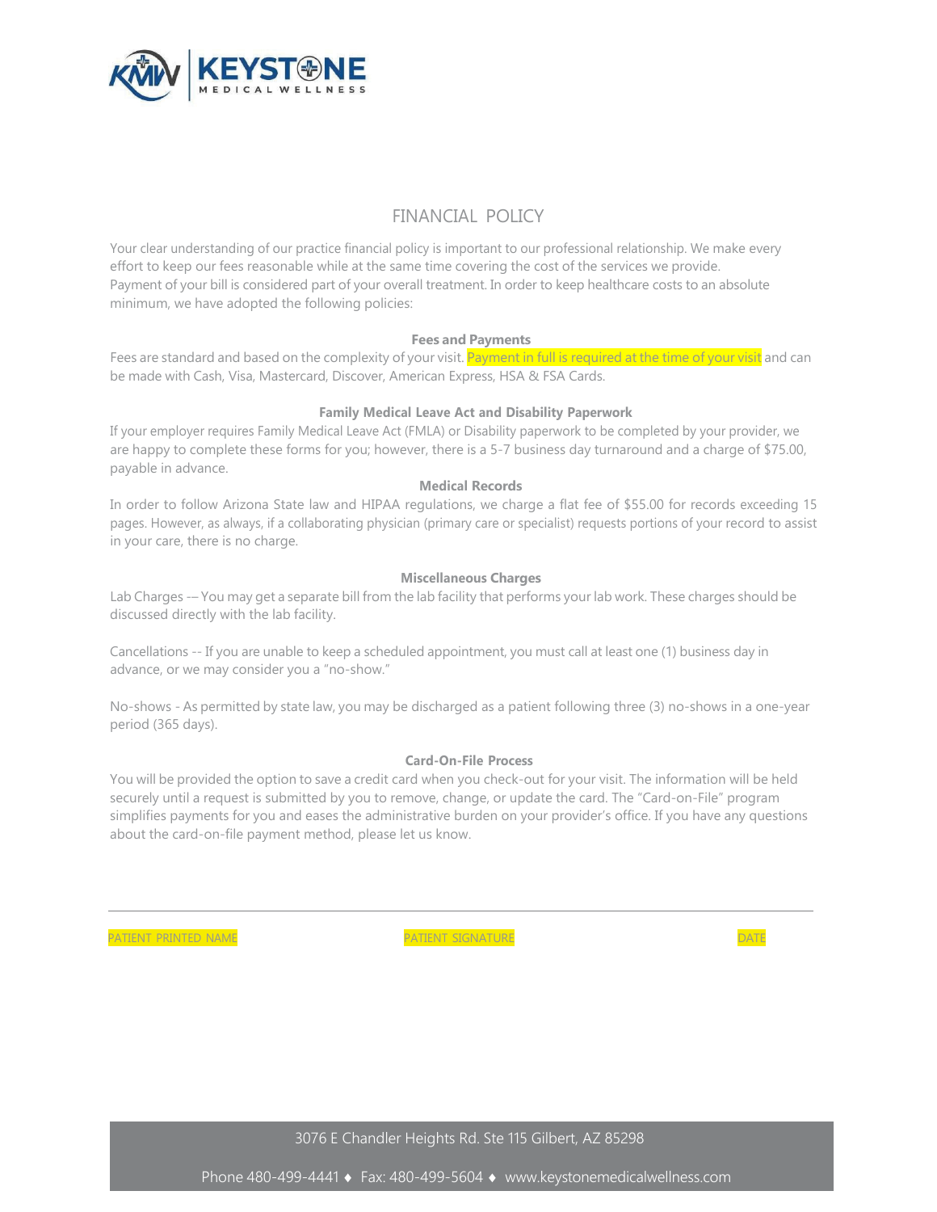# FINANCIAL POLICY

Your clear understanding of our practice financial policy is important to our professional relationship. We make every effort to keep our fees reasonable while at the same time covering the cost of the services we provide. Payment of your bill is considered part of your overall treatment. In order to keep healthcare costs to an absolute minimum, we have adopted the following policies:

**Fees and Payments**

Fees are standard and based on the complexity of your visit. Payment in full is required at the time of your visit and can be made with Cash, Visa, Mastercard, Discover, American Express, HSA & FSA Cards.

**Family Medical Leave Act and Disability Paperwork**

If your employer requires Family Medical Leave Act (FMLA) or Disability paperwork to be completed by your provider, we are happy to complete these forms for you; however, there is a 5-7 business day turnaround and a charge of $75.00, payable in advance.

**Medical Records**

In order to follow Arizona State law and HIPAA regulations, we charge a flat fee of $55.00 for records exceeding 15 pages. However, as always, if a collaborating physician (primary care or specialist) requests portions of your record to assist in your care, there is no charge.

**Miscellaneous Charges**

Lab Charges -– You may get a separate bill from the lab facility that performs your lab work. These charges should be discussed directly with the lab facility.

Cancellations -- If you are unable to keep a scheduled appointment, you must call at least one (1) business day in advance, or we may consider you a "no-show."

No-shows - As permitted by state law, you may be discharged as a patient following three (3) no-shows in a one-year period (365 days).

**Card-On-File Process**

You will be provided the option to save a credit card when you check-out for your visit. The information will be held securely until a request is submitted by you to remove, change, or update the card. The "Card-on-File" program simplifies payments for you and eases the administrative burden on your provider's office. If you have any questions about the card-on-file payment method, please let us know.

PATIENT PRINTED NAME                PATIENT SIGNATURE                DATE

3076 E Chandler Heights Rd. Ste 115 Gilbert, AZ 85298

Phone 480-499-4441 ♦ Fax: 480-499-5604 ♦ www.keystonemedicalwellness.com